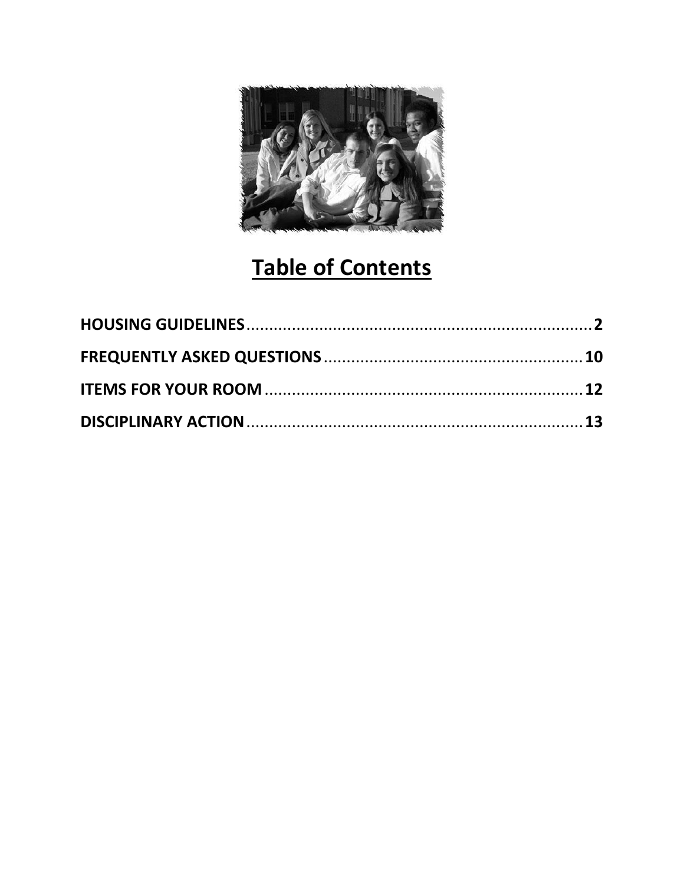# Table of Contents

**HOUSING GUIDELINES** .......... **2**

**FREQUENTLY ASKED QUESTIONS** .......... **10**

**ITEMS FOR YOUR ROOM** .......... **12**

**DISCIPLINARY ACTION** .......... **13**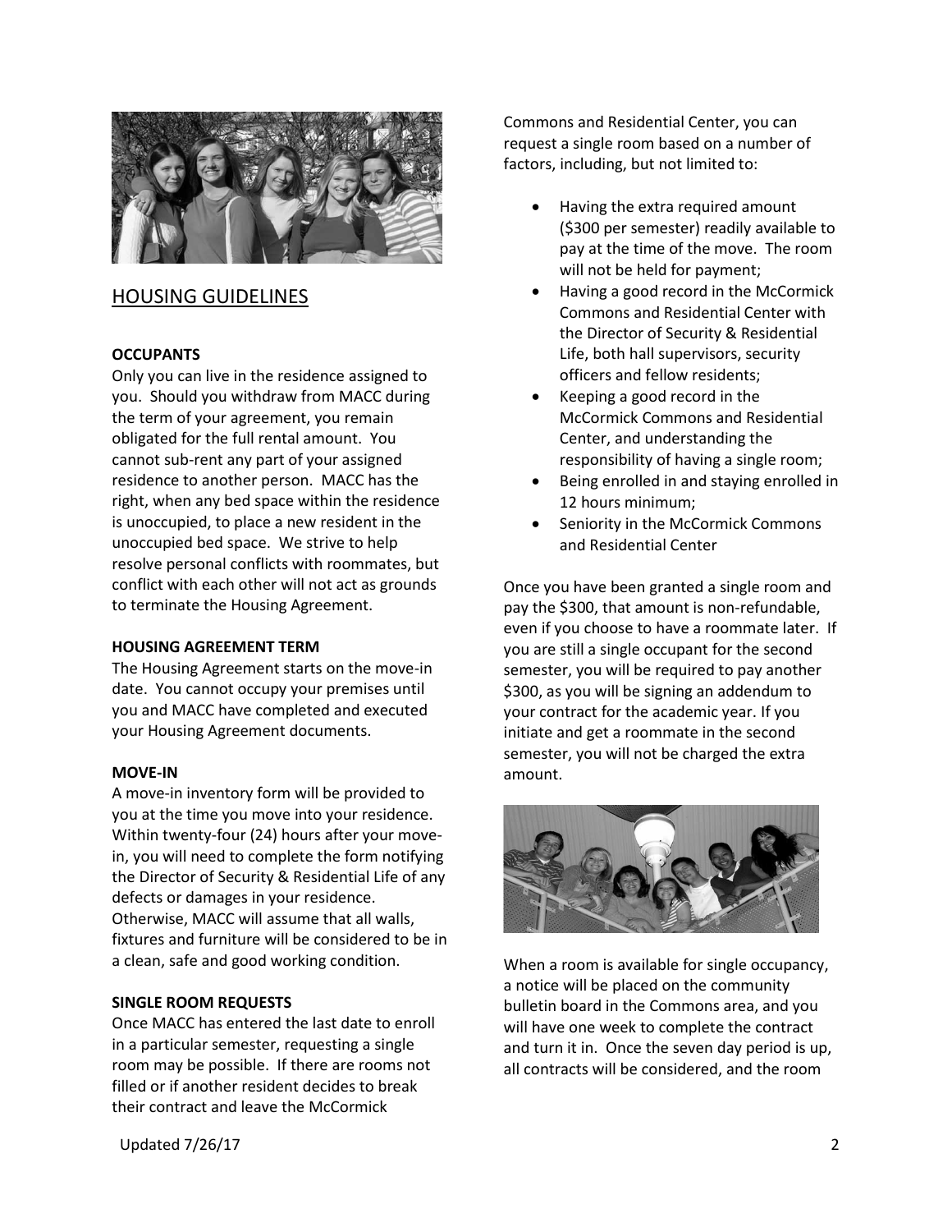## HOUSING GUIDELINES

**OCCUPANTS**

Only you can live in the residence assigned to you. Should you withdraw from MACC during the term of your agreement, you remain obligated for the full rental amount. You cannot sub-rent any part of your assigned residence to another person. MACC has the right, when any bed space within the residence is unoccupied, to place a new resident in the unoccupied bed space. We strive to help resolve personal conflicts with roommates, but conflict with each other will not act as grounds to terminate the Housing Agreement.

**HOUSING AGREEMENT TERM**

The Housing Agreement starts on the move-in date. You cannot occupy your premises until you and MACC have completed and executed your Housing Agreement documents.

**MOVE-IN**

A move-in inventory form will be provided to you at the time you move into your residence. Within twenty-four (24) hours after your move-in, you will need to complete the form notifying the Director of Security & Residential Life of any defects or damages in your residence. Otherwise, MACC will assume that all walls, fixtures and furniture will be considered to be in a clean, safe and good working condition.

**SINGLE ROOM REQUESTS**

Once MACC has entered the last date to enroll in a particular semester, requesting a single room may be possible. If there are rooms not filled or if another resident decides to break their contract and leave the McCormick Commons and Residential Center, you can request a single room based on a number of factors, including, but not limited to:

- Having the extra required amount ($300 per semester) readily available to pay at the time of the move. The room will not be held for payment;
- Having a good record in the McCormick Commons and Residential Center with the Director of Security & Residential Life, both hall supervisors, security officers and fellow residents;
- Keeping a good record in the McCormick Commons and Residential Center, and understanding the responsibility of having a single room;
- Being enrolled in and staying enrolled in 12 hours minimum;
- Seniority in the McCormick Commons and Residential Center

Once you have been granted a single room and pay the $300, that amount is non-refundable, even if you choose to have a roommate later. If you are still a single occupant for the second semester, you will be required to pay another $300, as you will be signing an addendum to your contract for the academic year. If you initiate and get a roommate in the second semester, you will not be charged the extra amount.

When a room is available for single occupancy, a notice will be placed on the community bulletin board in the Commons area, and you will have one week to complete the contract and turn it in. Once the seven day period is up, all contracts will be considered, and the room

Updated 7/26/17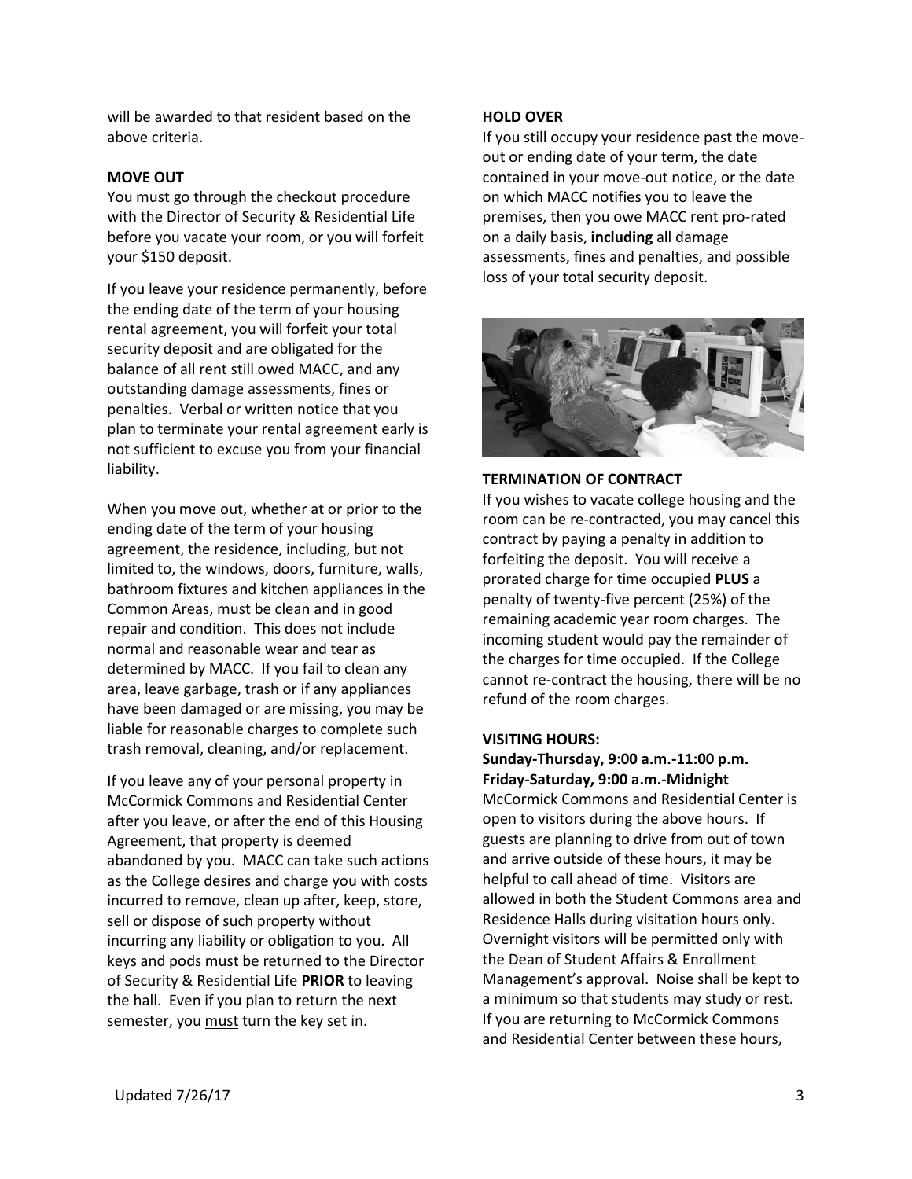will be awarded to that resident based on the above criteria.

**MOVE OUT**

You must go through the checkout procedure with the Director of Security & Residential Life before you vacate your room, or you will forfeit your $150 deposit.

If you leave your residence permanently, before the ending date of the term of your housing rental agreement, you will forfeit your total security deposit and are obligated for the balance of all rent still owed MACC, and any outstanding damage assessments, fines or penalties. Verbal or written notice that you plan to terminate your rental agreement early is not sufficient to excuse you from your financial liability.

When you move out, whether at or prior to the ending date of the term of your housing agreement, the residence, including, but not limited to, the windows, doors, furniture, walls, bathroom fixtures and kitchen appliances in the Common Areas, must be clean and in good repair and condition. This does not include normal and reasonable wear and tear as determined by MACC. If you fail to clean any area, leave garbage, trash or if any appliances have been damaged or are missing, you may be liable for reasonable charges to complete such trash removal, cleaning, and/or replacement.

If you leave any of your personal property in McCormick Commons and Residential Center after you leave, or after the end of this Housing Agreement, that property is deemed abandoned by you. MACC can take such actions as the College desires and charge you with costs incurred to remove, clean up after, keep, store, sell or dispose of such property without incurring any liability or obligation to you. All keys and pods must be returned to the Director of Security & Residential Life **PRIOR** to leaving the hall. Even if you plan to return the next semester, you <u>must</u> turn the key set in.

**HOLD OVER**

If you still occupy your residence past the move-out or ending date of your term, the date contained in your move-out notice, or the date on which MACC notifies you to leave the premises, then you owe MACC rent pro-rated on a daily basis, **including** all damage assessments, fines and penalties, and possible loss of your total security deposit.

**TERMINATION OF CONTRACT**

If you wishes to vacate college housing and the room can be re-contracted, you may cancel this contract by paying a penalty in addition to forfeiting the deposit. You will receive a prorated charge for time occupied **PLUS** a penalty of twenty-five percent (25%) of the remaining academic year room charges. The incoming student would pay the remainder of the charges for time occupied. If the College cannot re-contract the housing, there will be no refund of the room charges.

**VISITING HOURS:**

**Sunday-Thursday, 9:00 a.m.-11:00 p.m.**
**Friday-Saturday, 9:00 a.m.-Midnight**

McCormick Commons and Residential Center is open to visitors during the above hours. If guests are planning to drive from out of town and arrive outside of these hours, it may be helpful to call ahead of time. Visitors are allowed in both the Student Commons area and Residence Halls during visitation hours only. Overnight visitors will be permitted only with the Dean of Student Affairs & Enrollment Management's approval. Noise shall be kept to a minimum so that students may study or rest. If you are returning to McCormick Commons and Residential Center between these hours,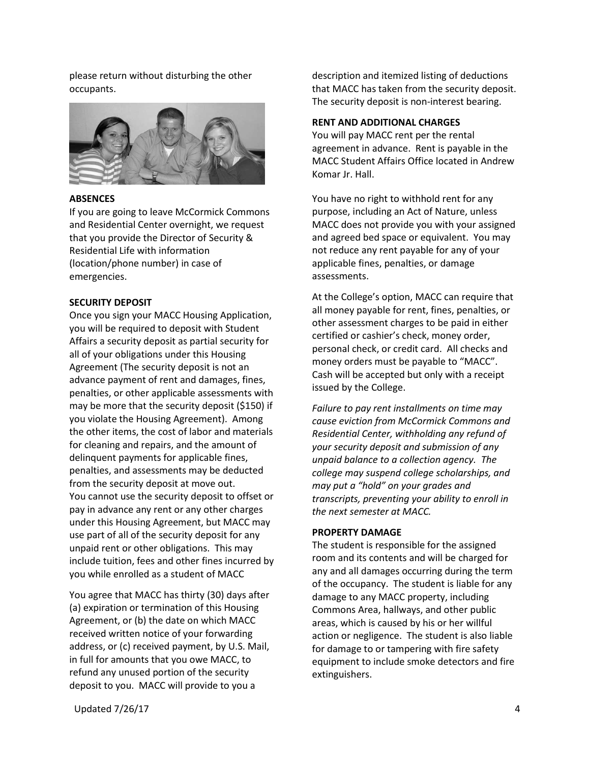please return without disturbing the other occupants.

**ABSENCES**

If you are going to leave McCormick Commons and Residential Center overnight, we request that you provide the Director of Security & Residential Life with information (location/phone number) in case of emergencies.

**SECURITY DEPOSIT**

Once you sign your MACC Housing Application, you will be required to deposit with Student Affairs a security deposit as partial security for all of your obligations under this Housing Agreement (The security deposit is not an advance payment of rent and damages, fines, penalties, or other applicable assessments with may be more that the security deposit ($150) if you violate the Housing Agreement). Among the other items, the cost of labor and materials for cleaning and repairs, and the amount of delinquent payments for applicable fines, penalties, and assessments may be deducted from the security deposit at move out.
You cannot use the security deposit to offset or pay in advance any rent or any other charges under this Housing Agreement, but MACC may use part of all of the security deposit for any unpaid rent or other obligations. This may include tuition, fees and other fines incurred by you while enrolled as a student of MACC

You agree that MACC has thirty (30) days after (a) expiration or termination of this Housing Agreement, or (b) the date on which MACC received written notice of your forwarding address, or (c) received payment, by U.S. Mail, in full for amounts that you owe MACC, to refund any unused portion of the security deposit to you. MACC will provide to you a description and itemized listing of deductions that MACC has taken from the security deposit. The security deposit is non-interest bearing.

**RENT AND ADDITIONAL CHARGES**

You will pay MACC rent per the rental agreement in advance. Rent is payable in the MACC Student Affairs Office located in Andrew Komar Jr. Hall.

You have no right to withhold rent for any purpose, including an Act of Nature, unless MACC does not provide you with your assigned and agreed bed space or equivalent. You may not reduce any rent payable for any of your applicable fines, penalties, or damage assessments.

At the College's option, MACC can require that all money payable for rent, fines, penalties, or other assessment charges to be paid in either certified or cashier's check, money order, personal check, or credit card. All checks and money orders must be payable to "MACC". Cash will be accepted but only with a receipt issued by the College.

*Failure to pay rent installments on time may cause eviction from McCormick Commons and Residential Center, withholding any refund of your security deposit and submission of any unpaid balance to a collection agency. The college may suspend college scholarships, and may put a "hold" on your grades and transcripts, preventing your ability to enroll in the next semester at MACC.*

**PROPERTY DAMAGE**

The student is responsible for the assigned room and its contents and will be charged for any and all damages occurring during the term of the occupancy. The student is liable for any damage to any MACC property, including Commons Area, hallways, and other public areas, which is caused by his or her willful action or negligence. The student is also liable for damage to or tampering with fire safety equipment to include smoke detectors and fire extinguishers.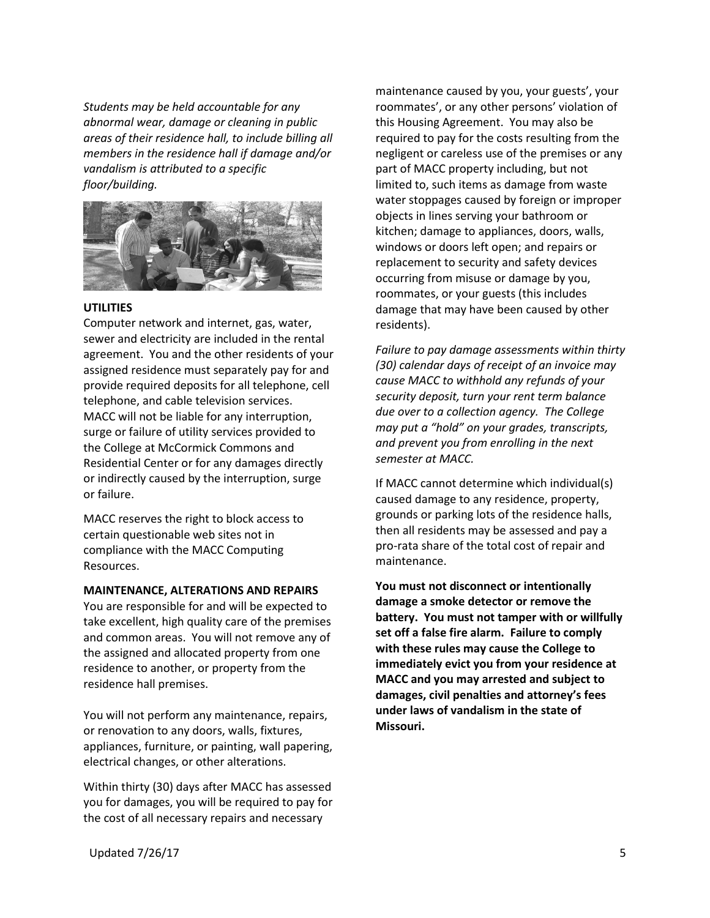*Students may be held accountable for any abnormal wear, damage or cleaning in public areas of their residence hall, to include billing all members in the residence hall if damage and/or vandalism is attributed to a specific floor/building.*

**UTILITIES**

Computer network and internet, gas, water, sewer and electricity are included in the rental agreement. You and the other residents of your assigned residence must separately pay for and provide required deposits for all telephone, cell telephone, and cable television services. MACC will not be liable for any interruption, surge or failure of utility services provided to the College at McCormick Commons and Residential Center or for any damages directly or indirectly caused by the interruption, surge or failure.

MACC reserves the right to block access to certain questionable web sites not in compliance with the MACC Computing Resources.

**MAINTENANCE, ALTERATIONS AND REPAIRS**

You are responsible for and will be expected to take excellent, high quality care of the premises and common areas. You will not remove any of the assigned and allocated property from one residence to another, or property from the residence hall premises.

You will not perform any maintenance, repairs, or renovation to any doors, walls, fixtures, appliances, furniture, or painting, wall papering, electrical changes, or other alterations.

Within thirty (30) days after MACC has assessed you for damages, you will be required to pay for the cost of all necessary repairs and necessary maintenance caused by you, your guests', your roommates', or any other persons' violation of this Housing Agreement. You may also be required to pay for the costs resulting from the negligent or careless use of the premises or any part of MACC property including, but not limited to, such items as damage from waste water stoppages caused by foreign or improper objects in lines serving your bathroom or kitchen; damage to appliances, doors, walls, windows or doors left open; and repairs or replacement to security and safety devices occurring from misuse or damage by you, roommates, or your guests (this includes damage that may have been caused by other residents).

*Failure to pay damage assessments within thirty (30) calendar days of receipt of an invoice may cause MACC to withhold any refunds of your security deposit, turn your rent term balance due over to a collection agency. The College may put a "hold" on your grades, transcripts, and prevent you from enrolling in the next semester at MACC.*

If MACC cannot determine which individual(s) caused damage to any residence, property, grounds or parking lots of the residence halls, then all residents may be assessed and pay a pro-rata share of the total cost of repair and maintenance.

**You must not disconnect or intentionally damage a smoke detector or remove the battery. You must not tamper with or willfully set off a false fire alarm. Failure to comply with these rules may cause the College to immediately evict you from your residence at MACC and you may arrested and subject to damages, civil penalties and attorney's fees under laws of vandalism in the state of Missouri.**

Updated 7/26/17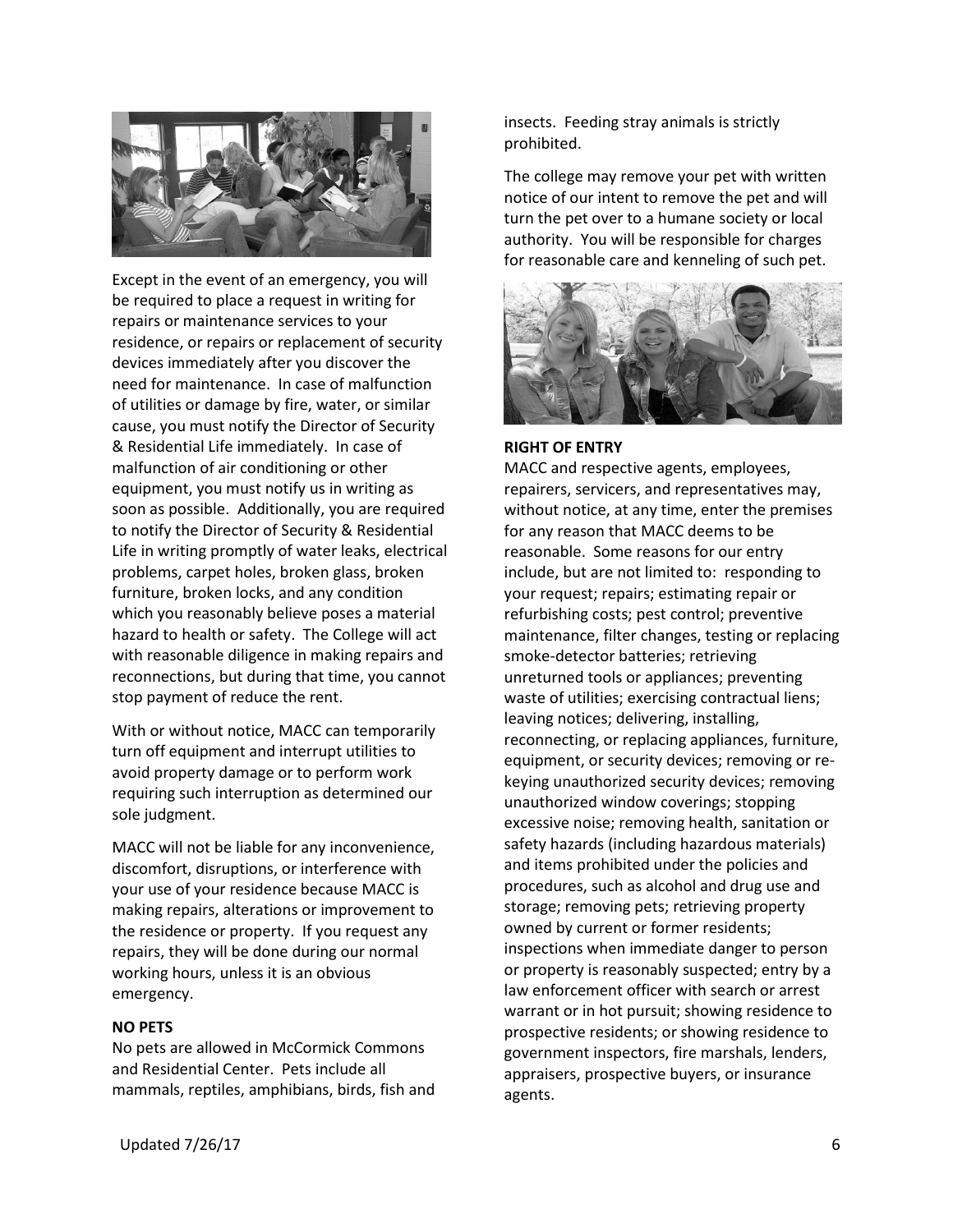Except in the event of an emergency, you will be required to place a request in writing for repairs or maintenance services to your residence, or repairs or replacement of security devices immediately after you discover the need for maintenance. In case of malfunction of utilities or damage by fire, water, or similar cause, you must notify the Director of Security & Residential Life immediately. In case of malfunction of air conditioning or other equipment, you must notify us in writing as soon as possible. Additionally, you are required to notify the Director of Security & Residential Life in writing promptly of water leaks, electrical problems, carpet holes, broken glass, broken furniture, broken locks, and any condition which you reasonably believe poses a material hazard to health or safety. The College will act with reasonable diligence in making repairs and reconnections, but during that time, you cannot stop payment of reduce the rent.

With or without notice, MACC can temporarily turn off equipment and interrupt utilities to avoid property damage or to perform work requiring such interruption as determined our sole judgment.

MACC will not be liable for any inconvenience, discomfort, disruptions, or interference with your use of your residence because MACC is making repairs, alterations or improvement to the residence or property. If you request any repairs, they will be done during our normal working hours, unless it is an obvious emergency.

**NO PETS**

No pets are allowed in McCormick Commons and Residential Center. Pets include all mammals, reptiles, amphibians, birds, fish and insects. Feeding stray animals is strictly prohibited.

The college may remove your pet with written notice of our intent to remove the pet and will turn the pet over to a humane society or local authority. You will be responsible for charges for reasonable care and kenneling of such pet.

**RIGHT OF ENTRY**

MACC and respective agents, employees, repairers, servicers, and representatives may, without notice, at any time, enter the premises for any reason that MACC deems to be reasonable. Some reasons for our entry include, but are not limited to: responding to your request; repairs; estimating repair or refurbishing costs; pest control; preventive maintenance, filter changes, testing or replacing smoke-detector batteries; retrieving unreturned tools or appliances; preventing waste of utilities; exercising contractual liens; leaving notices; delivering, installing, reconnecting, or replacing appliances, furniture, equipment, or security devices; removing or re-keying unauthorized security devices; removing unauthorized window coverings; stopping excessive noise; removing health, sanitation or safety hazards (including hazardous materials) and items prohibited under the policies and procedures, such as alcohol and drug use and storage; removing pets; retrieving property owned by current or former residents; inspections when immediate danger to person or property is reasonably suspected; entry by a law enforcement officer with search or arrest warrant or in hot pursuit; showing residence to prospective residents; or showing residence to government inspectors, fire marshals, lenders, appraisers, prospective buyers, or insurance agents.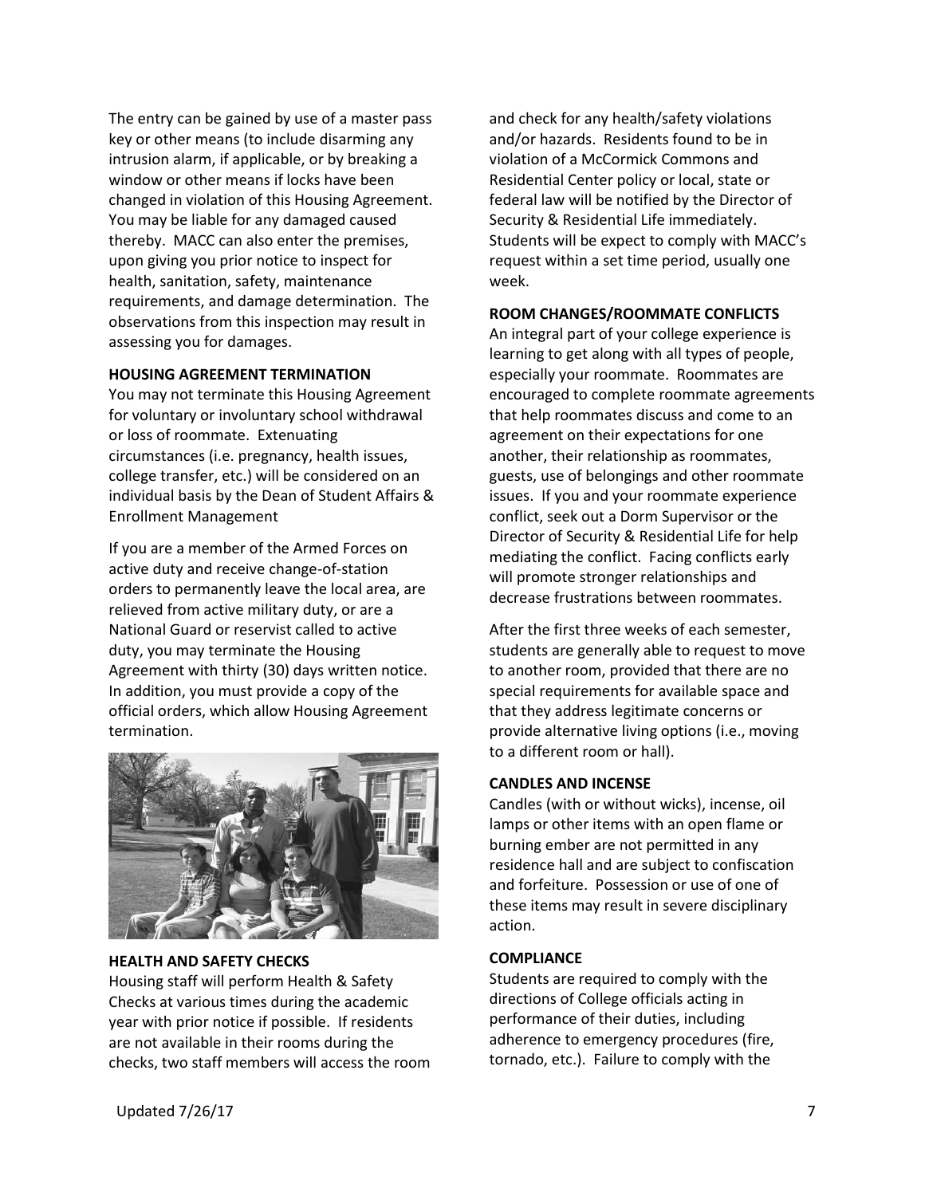The entry can be gained by use of a master pass key or other means (to include disarming any intrusion alarm, if applicable, or by breaking a window or other means if locks have been changed in violation of this Housing Agreement. You may be liable for any damaged caused thereby. MACC can also enter the premises, upon giving you prior notice to inspect for health, sanitation, safety, maintenance requirements, and damage determination. The observations from this inspection may result in assessing you for damages.

**HOUSING AGREEMENT TERMINATION**

You may not terminate this Housing Agreement for voluntary or involuntary school withdrawal or loss of roommate. Extenuating circumstances (i.e. pregnancy, health issues, college transfer, etc.) will be considered on an individual basis by the Dean of Student Affairs & Enrollment Management

If you are a member of the Armed Forces on active duty and receive change-of-station orders to permanently leave the local area, are relieved from active military duty, or are a National Guard or reservist called to active duty, you may terminate the Housing Agreement with thirty (30) days written notice. In addition, you must provide a copy of the official orders, which allow Housing Agreement termination.

**HEALTH AND SAFETY CHECKS**

Housing staff will perform Health & Safety Checks at various times during the academic year with prior notice if possible. If residents are not available in their rooms during the checks, two staff members will access the room and check for any health/safety violations and/or hazards. Residents found to be in violation of a McCormick Commons and Residential Center policy or local, state or federal law will be notified by the Director of Security & Residential Life immediately. Students will be expect to comply with MACC's request within a set time period, usually one week.

**ROOM CHANGES/ROOMMATE CONFLICTS**

An integral part of your college experience is learning to get along with all types of people, especially your roommate. Roommates are encouraged to complete roommate agreements that help roommates discuss and come to an agreement on their expectations for one another, their relationship as roommates, guests, use of belongings and other roommate issues. If you and your roommate experience conflict, seek out a Dorm Supervisor or the Director of Security & Residential Life for help mediating the conflict. Facing conflicts early will promote stronger relationships and decrease frustrations between roommates.

After the first three weeks of each semester, students are generally able to request to move to another room, provided that there are no special requirements for available space and that they address legitimate concerns or provide alternative living options (i.e., moving to a different room or hall).

**CANDLES AND INCENSE**

Candles (with or without wicks), incense, oil lamps or other items with an open flame or burning ember are not permitted in any residence hall and are subject to confiscation and forfeiture. Possession or use of one of these items may result in severe disciplinary action.

**COMPLIANCE**

Students are required to comply with the directions of College officials acting in performance of their duties, including adherence to emergency procedures (fire, tornado, etc.). Failure to comply with the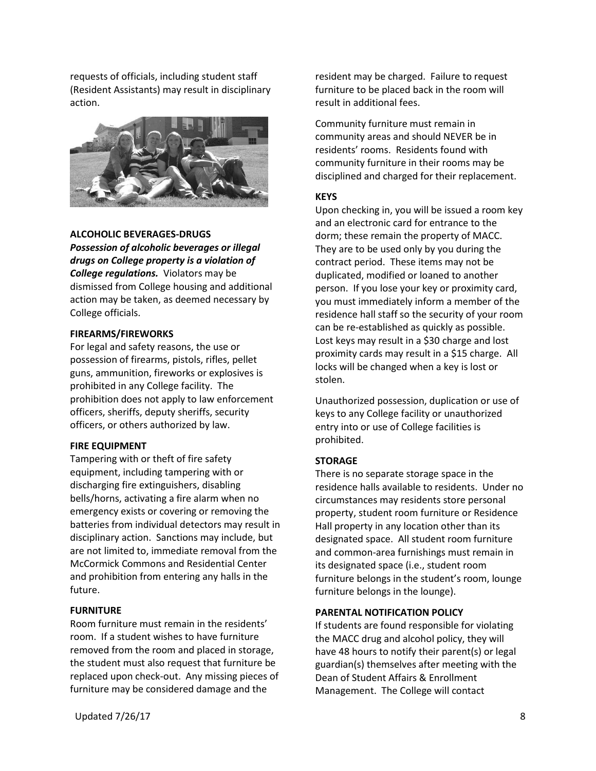requests of officials, including student staff (Resident Assistants) may result in disciplinary action.

### ALCOHOLIC BEVERAGES-DRUGS

***Possession of alcoholic beverages or illegal drugs on College property is a violation of College regulations.*** Violators may be dismissed from College housing and additional action may be taken, as deemed necessary by College officials.

### FIREARMS/FIREWORKS

For legal and safety reasons, the use or possession of firearms, pistols, rifles, pellet guns, ammunition, fireworks or explosives is prohibited in any College facility. The prohibition does not apply to law enforcement officers, sheriffs, deputy sheriffs, security officers, or others authorized by law.

### FIRE EQUIPMENT

Tampering with or theft of fire safety equipment, including tampering with or discharging fire extinguishers, disabling bells/horns, activating a fire alarm when no emergency exists or covering or removing the batteries from individual detectors may result in disciplinary action. Sanctions may include, but are not limited to, immediate removal from the McCormick Commons and Residential Center and prohibition from entering any halls in the future.

### FURNITURE

Room furniture must remain in the residents' room. If a student wishes to have furniture removed from the room and placed in storage, the student must also request that furniture be replaced upon check-out. Any missing pieces of furniture may be considered damage and the resident may be charged. Failure to request furniture to be placed back in the room will result in additional fees.

Community furniture must remain in community areas and should NEVER be in residents' rooms. Residents found with community furniture in their rooms may be disciplined and charged for their replacement.

### KEYS

Upon checking in, you will be issued a room key and an electronic card for entrance to the dorm; these remain the property of MACC. They are to be used only by you during the contract period. These items may not be duplicated, modified or loaned to another person. If you lose your key or proximity card, you must immediately inform a member of the residence hall staff so the security of your room can be re-established as quickly as possible. Lost keys may result in a $30 charge and lost proximity cards may result in a $15 charge. All locks will be changed when a key is lost or stolen.

Unauthorized possession, duplication or use of keys to any College facility or unauthorized entry into or use of College facilities is prohibited.

### STORAGE

There is no separate storage space in the residence halls available to residents. Under no circumstances may residents store personal property, student room furniture or Residence Hall property in any location other than its designated space. All student room furniture and common-area furnishings must remain in its designated space (i.e., student room furniture belongs in the student's room, lounge furniture belongs in the lounge).

### PARENTAL NOTIFICATION POLICY

If students are found responsible for violating the MACC drug and alcohol policy, they will have 48 hours to notify their parent(s) or legal guardian(s) themselves after meeting with the Dean of Student Affairs & Enrollment Management. The College will contact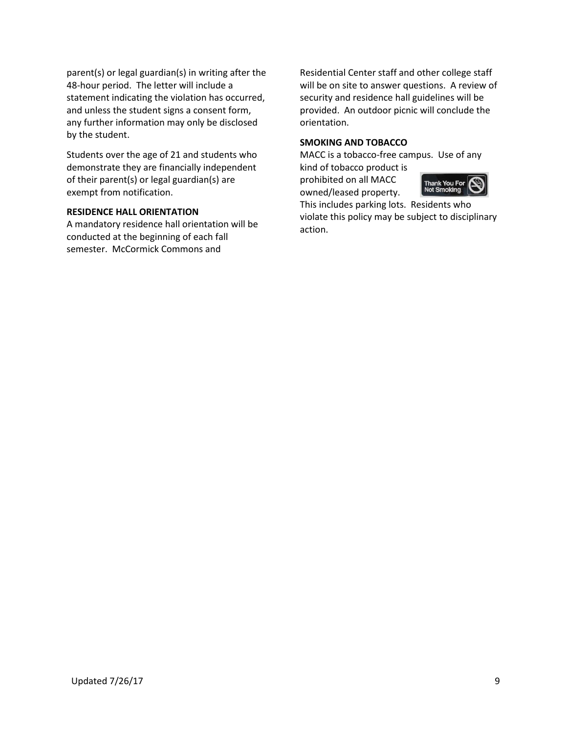parent(s) or legal guardian(s) in writing after the 48-hour period. The letter will include a statement indicating the violation has occurred, and unless the student signs a consent form, any further information may only be disclosed by the student.

Students over the age of 21 and students who demonstrate they are financially independent of their parent(s) or legal guardian(s) are exempt from notification.

**RESIDENCE HALL ORIENTATION**

A mandatory residence hall orientation will be conducted at the beginning of each fall semester. McCormick Commons and Residential Center staff and other college staff will be on site to answer questions. A review of security and residence hall guidelines will be provided. An outdoor picnic will conclude the orientation.

**SMOKING AND TOBACCO**

MACC is a tobacco-free campus. Use of any kind of tobacco product is prohibited on all MACC owned/leased property. This includes parking lots. Residents who violate this policy may be subject to disciplinary action.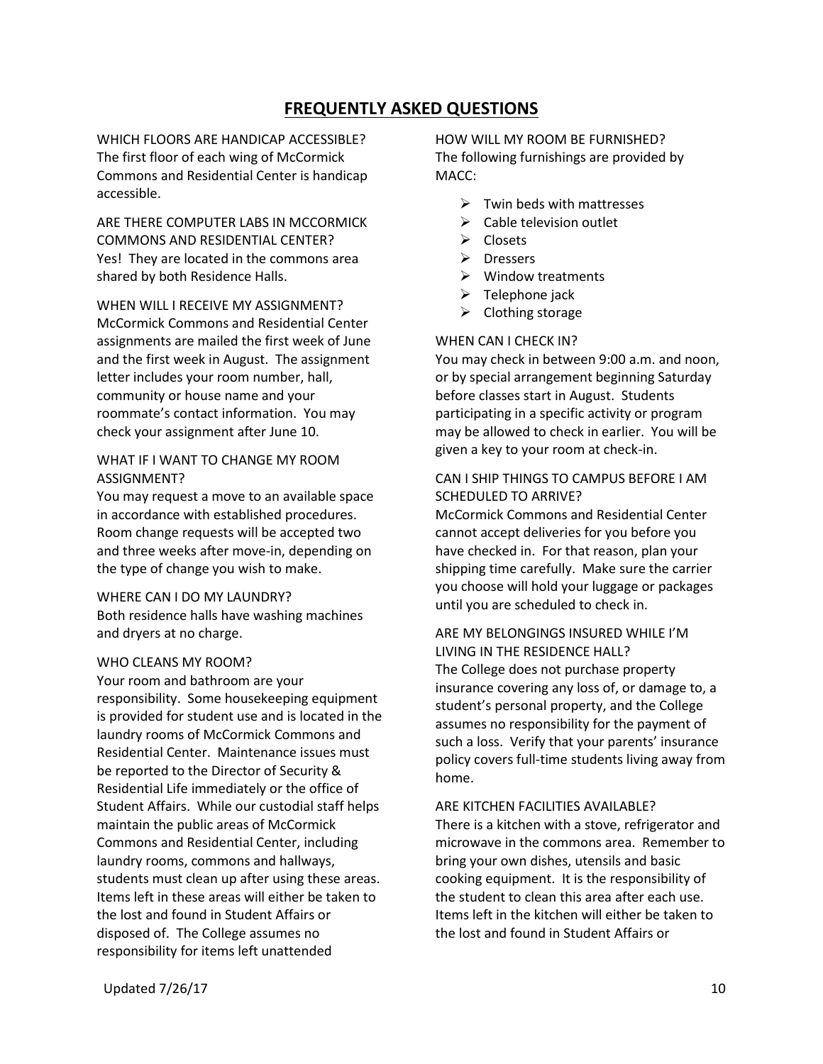## FREQUENTLY ASKED QUESTIONS

WHICH FLOORS ARE HANDICAP ACCESSIBLE?
The first floor of each wing of McCormick Commons and Residential Center is handicap accessible.

ARE THERE COMPUTER LABS IN MCCORMICK COMMONS AND RESIDENTIAL CENTER?
Yes! They are located in the commons area shared by both Residence Halls.

WHEN WILL I RECEIVE MY ASSIGNMENT?
McCormick Commons and Residential Center assignments are mailed the first week of June and the first week in August. The assignment letter includes your room number, hall, community or house name and your roommate's contact information. You may check your assignment after June 10.

WHAT IF I WANT TO CHANGE MY ROOM ASSIGNMENT?
You may request a move to an available space in accordance with established procedures. Room change requests will be accepted two and three weeks after move-in, depending on the type of change you wish to make.

WHERE CAN I DO MY LAUNDRY?
Both residence halls have washing machines and dryers at no charge.

WHO CLEANS MY ROOM?
Your room and bathroom are your responsibility. Some housekeeping equipment is provided for student use and is located in the laundry rooms of McCormick Commons and Residential Center. Maintenance issues must be reported to the Director of Security & Residential Life immediately or the office of Student Affairs. While our custodial staff helps maintain the public areas of McCormick Commons and Residential Center, including laundry rooms, commons and hallways, students must clean up after using these areas. Items left in these areas will either be taken to the lost and found in Student Affairs or disposed of. The College assumes no responsibility for items left unattended

HOW WILL MY ROOM BE FURNISHED?
The following furnishings are provided by MACC:

- Twin beds with mattresses
- Cable television outlet
- Closets
- Dressers
- Window treatments
- Telephone jack
- Clothing storage

WHEN CAN I CHECK IN?
You may check in between 9:00 a.m. and noon, or by special arrangement beginning Saturday before classes start in August. Students participating in a specific activity or program may be allowed to check in earlier. You will be given a key to your room at check-in.

CAN I SHIP THINGS TO CAMPUS BEFORE I AM SCHEDULED TO ARRIVE?
McCormick Commons and Residential Center cannot accept deliveries for you before you have checked in. For that reason, plan your shipping time carefully. Make sure the carrier you choose will hold your luggage or packages until you are scheduled to check in.

ARE MY BELONGINGS INSURED WHILE I'M LIVING IN THE RESIDENCE HALL?
The College does not purchase property insurance covering any loss of, or damage to, a student's personal property, and the College assumes no responsibility for the payment of such a loss. Verify that your parents' insurance policy covers full-time students living away from home.

ARE KITCHEN FACILITIES AVAILABLE?
There is a kitchen with a stove, refrigerator and microwave in the commons area. Remember to bring your own dishes, utensils and basic cooking equipment. It is the responsibility of the student to clean this area after each use. Items left in the kitchen will either be taken to the lost and found in Student Affairs or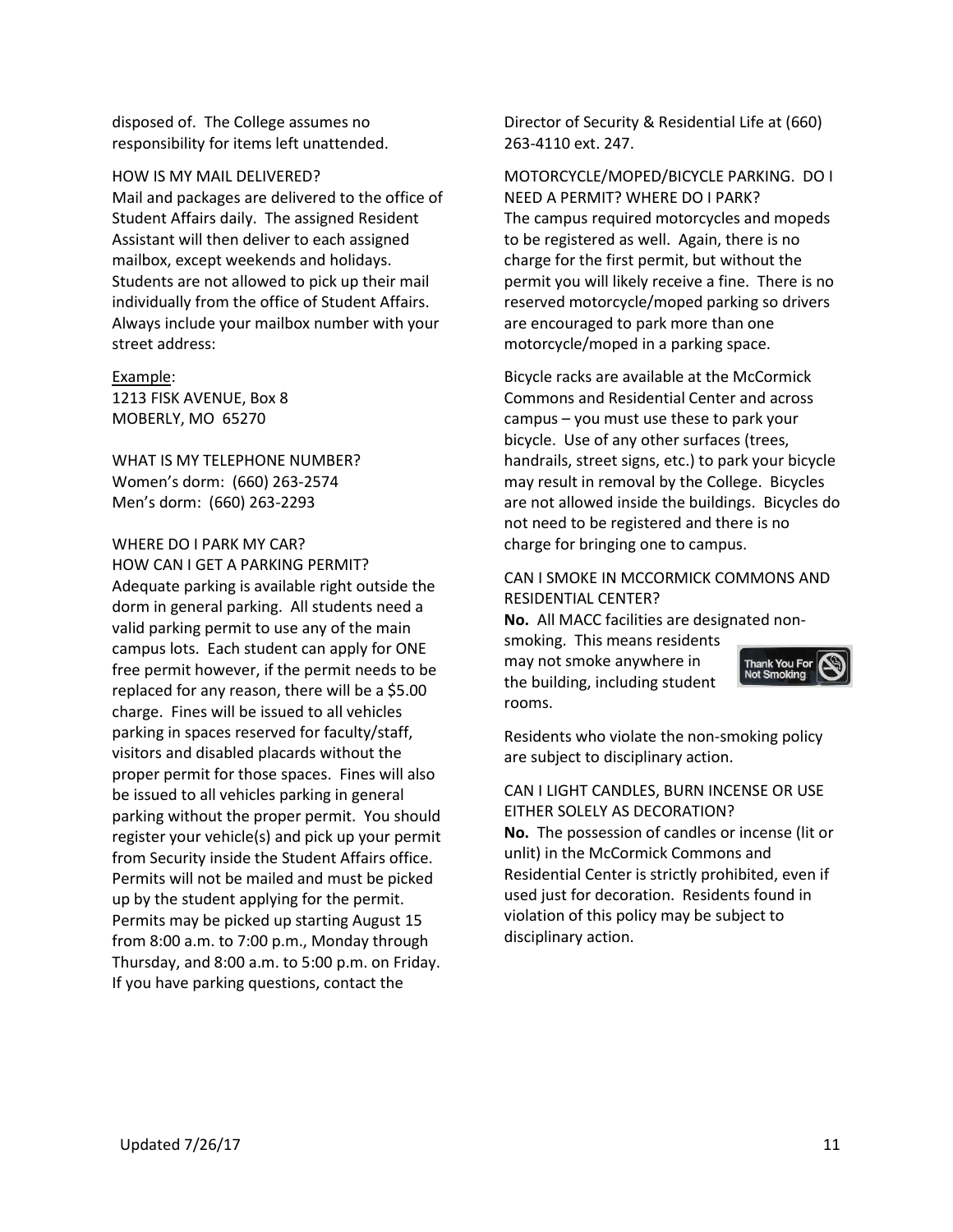disposed of. The College assumes no responsibility for items left unattended.

HOW IS MY MAIL DELIVERED?

Mail and packages are delivered to the office of Student Affairs daily. The assigned Resident Assistant will then deliver to each assigned mailbox, except weekends and holidays. Students are not allowed to pick up their mail individually from the office of Student Affairs. Always include your mailbox number with your street address:

Example:
1213 FISK AVENUE, Box 8
MOBERLY, MO 65270

WHAT IS MY TELEPHONE NUMBER?

Women's dorm: (660) 263-2574
Men's dorm: (660) 263-2293

WHERE DO I PARK MY CAR?
HOW CAN I GET A PARKING PERMIT?

Adequate parking is available right outside the dorm in general parking. All students need a valid parking permit to use any of the main campus lots. Each student can apply for ONE free permit however, if the permit needs to be replaced for any reason, there will be a $5.00 charge. Fines will be issued to all vehicles parking in spaces reserved for faculty/staff, visitors and disabled placards without the proper permit for those spaces. Fines will also be issued to all vehicles parking in general parking without the proper permit. You should register your vehicle(s) and pick up your permit from Security inside the Student Affairs office. Permits will not be mailed and must be picked up by the student applying for the permit. Permits may be picked up starting August 15 from 8:00 a.m. to 7:00 p.m., Monday through Thursday, and 8:00 a.m. to 5:00 p.m. on Friday. If you have parking questions, contact the Director of Security & Residential Life at (660) 263-4110 ext. 247.

MOTORCYCLE/MOPED/BICYCLE PARKING. DO I NEED A PERMIT? WHERE DO I PARK?

The campus required motorcycles and mopeds to be registered as well. Again, there is no charge for the first permit, but without the permit you will likely receive a fine. There is no reserved motorcycle/moped parking so drivers are encouraged to park more than one motorcycle/moped in a parking space.

Bicycle racks are available at the McCormick Commons and Residential Center and across campus – you must use these to park your bicycle. Use of any other surfaces (trees, handrails, street signs, etc.) to park your bicycle may result in removal by the College. Bicycles are not allowed inside the buildings. Bicycles do not need to be registered and there is no charge for bringing one to campus.

CAN I SMOKE IN MCCORMICK COMMONS AND RESIDENTIAL CENTER?

**No.** All MACC facilities are designated non-smoking. This means residents may not smoke anywhere in the building, including student rooms.

Residents who violate the non-smoking policy are subject to disciplinary action.

CAN I LIGHT CANDLES, BURN INCENSE OR USE EITHER SOLELY AS DECORATION?

**No.** The possession of candles or incense (lit or unlit) in the McCormick Commons and Residential Center is strictly prohibited, even if used just for decoration. Residents found in violation of this policy may be subject to disciplinary action.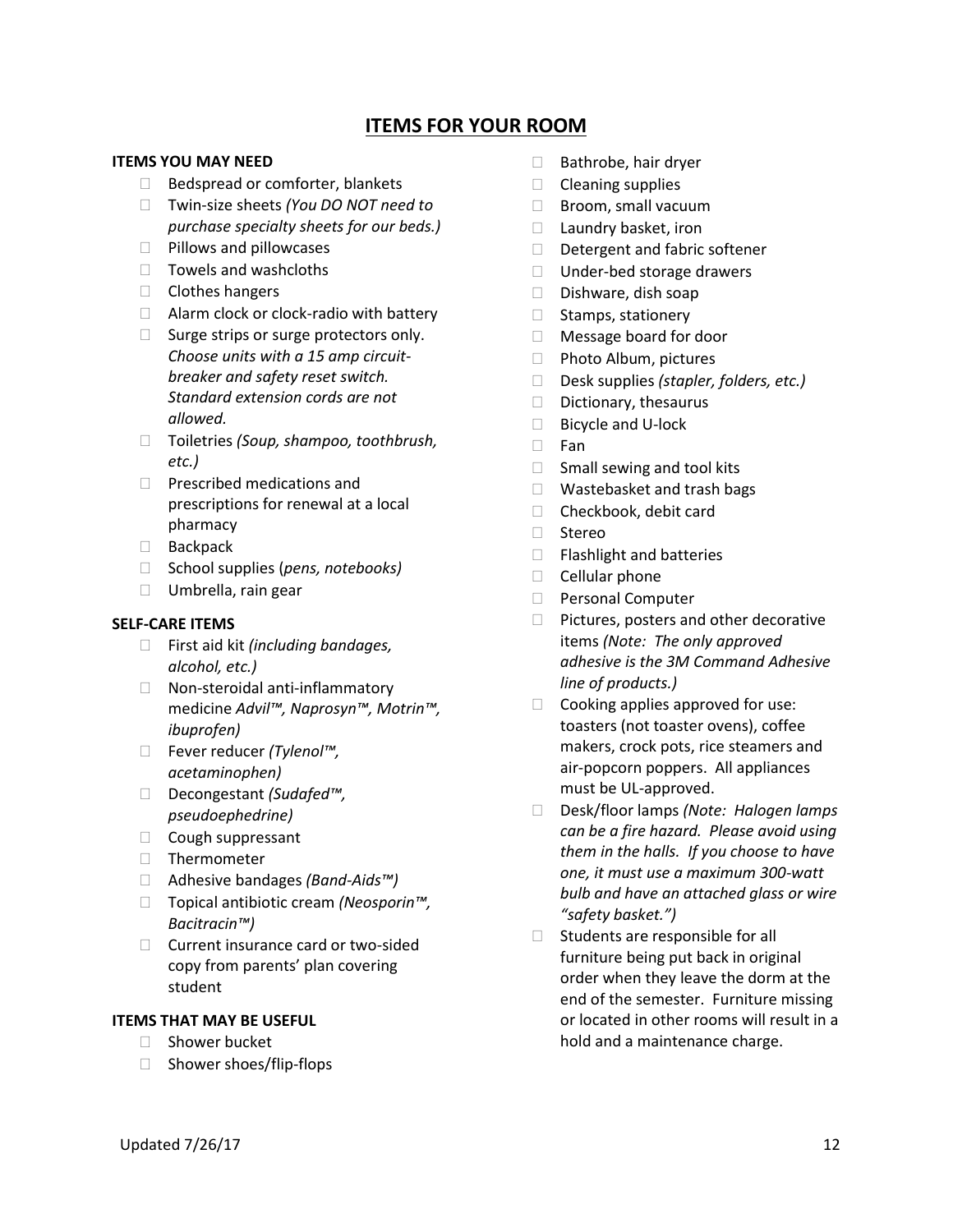## ITEMS FOR YOUR ROOM

**ITEMS YOU MAY NEED**

- Bedspread or comforter, blankets
- Twin-size sheets *(You DO NOT need to purchase specialty sheets for our beds.)*
- Pillows and pillowcases
- Towels and washcloths
- Clothes hangers
- Alarm clock or clock-radio with battery
- Surge strips or surge protectors only. *Choose units with a 15 amp circuit-breaker and safety reset switch. Standard extension cords are not allowed.*
- Toiletries *(Soup, shampoo, toothbrush, etc.)*
- Prescribed medications and prescriptions for renewal at a local pharmacy
- Backpack
- School supplies (*pens, notebooks)*
- Umbrella, rain gear

**SELF-CARE ITEMS**

- First aid kit *(including bandages, alcohol, etc.)*
- Non-steroidal anti-inflammatory medicine *Advil™, Naprosyn™, Motrin™, ibuprofen)*
- Fever reducer *(Tylenol™, acetaminophen)*
- Decongestant *(Sudafed™, pseudoephedrine)*
- Cough suppressant
- Thermometer
- Adhesive bandages *(Band-Aids™)*
- Topical antibiotic cream *(Neosporin™, Bacitracin™)*
- Current insurance card or two-sided copy from parents' plan covering student

**ITEMS THAT MAY BE USEFUL**

- Shower bucket
- Shower shoes/flip-flops
- Bathrobe, hair dryer
- Cleaning supplies
- Broom, small vacuum
- Laundry basket, iron
- Detergent and fabric softener
- Under-bed storage drawers
- Dishware, dish soap
- Stamps, stationery
- Message board for door
- Photo Album, pictures
- Desk supplies *(stapler, folders, etc.)*
- Dictionary, thesaurus
- Bicycle and U-lock
- Fan
- Small sewing and tool kits
- Wastebasket and trash bags
- Checkbook, debit card
- Stereo
- Flashlight and batteries
- Cellular phone
- Personal Computer
- Pictures, posters and other decorative items *(Note: The only approved adhesive is the 3M Command Adhesive line of products.)*
- Cooking applies approved for use: toasters (not toaster ovens), coffee makers, crock pots, rice steamers and air-popcorn poppers. All appliances must be UL-approved.
- Desk/floor lamps *(Note: Halogen lamps can be a fire hazard. Please avoid using them in the halls. If you choose to have one, it must use a maximum 300-watt bulb and have an attached glass or wire "safety basket.")*
- Students are responsible for all furniture being put back in original order when they leave the dorm at the end of the semester. Furniture missing or located in other rooms will result in a hold and a maintenance charge.

Updated 7/26/17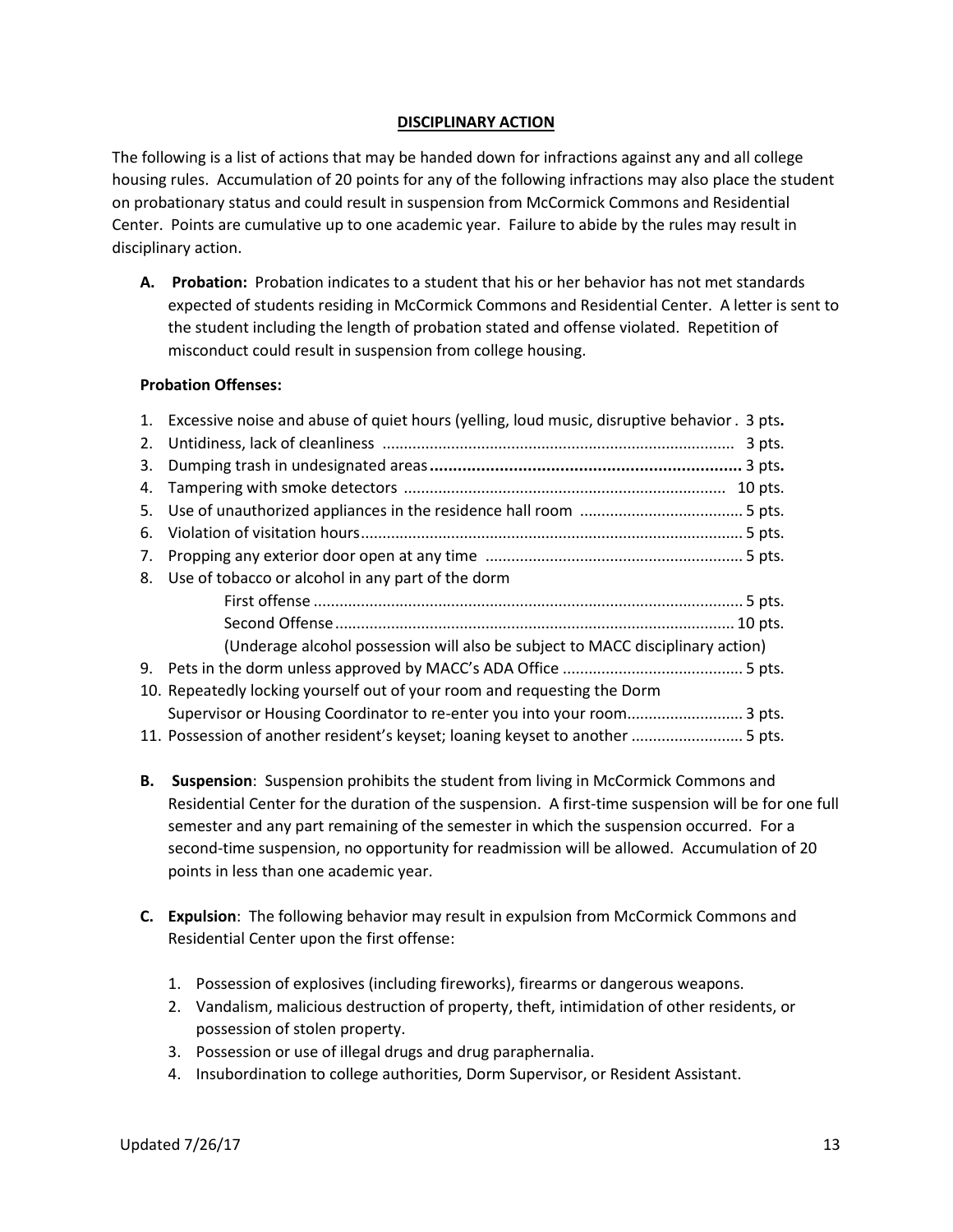## DISCIPLINARY ACTION

The following is a list of actions that may be handed down for infractions against any and all college housing rules. Accumulation of 20 points for any of the following infractions may also place the student on probationary status and could result in suspension from McCormick Commons and Residential Center. Points are cumulative up to one academic year. Failure to abide by the rules may result in disciplinary action.

**A. Probation:** Probation indicates to a student that his or her behavior has not met standards expected of students residing in McCormick Commons and Residential Center. A letter is sent to the student including the length of probation stated and offense violated. Repetition of misconduct could result in suspension from college housing.

**Probation Offenses:**

1. Excessive noise and abuse of quiet hours (yelling, loud music, disruptive behavior . 3 pts.
2. Untidiness, lack of cleanliness .................................................................................. 3 pts.
3. Dumping trash in undesignated areas ................................................................... 3 pts.
4. Tampering with smoke detectors .......................................................................... 10 pts.
5. Use of unauthorized appliances in the residence hall room ...................................... 5 pts.
6. Violation of visitation hours........................................................................................ 5 pts.
7. Propping any exterior door open at any time ........................................................... 5 pts.
8. Use of tobacco or alcohol in any part of the dorm
   First offense ................................................................................................... 5 pts.
   Second Offense ............................................................................................ 10 pts.
   (Underage alcohol possession will also be subject to MACC disciplinary action)
9. Pets in the dorm unless approved by MACC's ADA Office .......................................... 5 pts.
10. Repeatedly locking yourself out of your room and requesting the Dorm Supervisor or Housing Coordinator to re-enter you into your room........................... 3 pts.
11. Possession of another resident's keyset; loaning keyset to another .......................... 5 pts.

**B. Suspension**: Suspension prohibits the student from living in McCormick Commons and Residential Center for the duration of the suspension. A first-time suspension will be for one full semester and any part remaining of the semester in which the suspension occurred. For a second-time suspension, no opportunity for readmission will be allowed. Accumulation of 20 points in less than one academic year.

**C. Expulsion**: The following behavior may result in expulsion from McCormick Commons and Residential Center upon the first offense:

1. Possession of explosives (including fireworks), firearms or dangerous weapons.
2. Vandalism, malicious destruction of property, theft, intimidation of other residents, or possession of stolen property.
3. Possession or use of illegal drugs and drug paraphernalia.
4. Insubordination to college authorities, Dorm Supervisor, or Resident Assistant.

Updated 7/26/17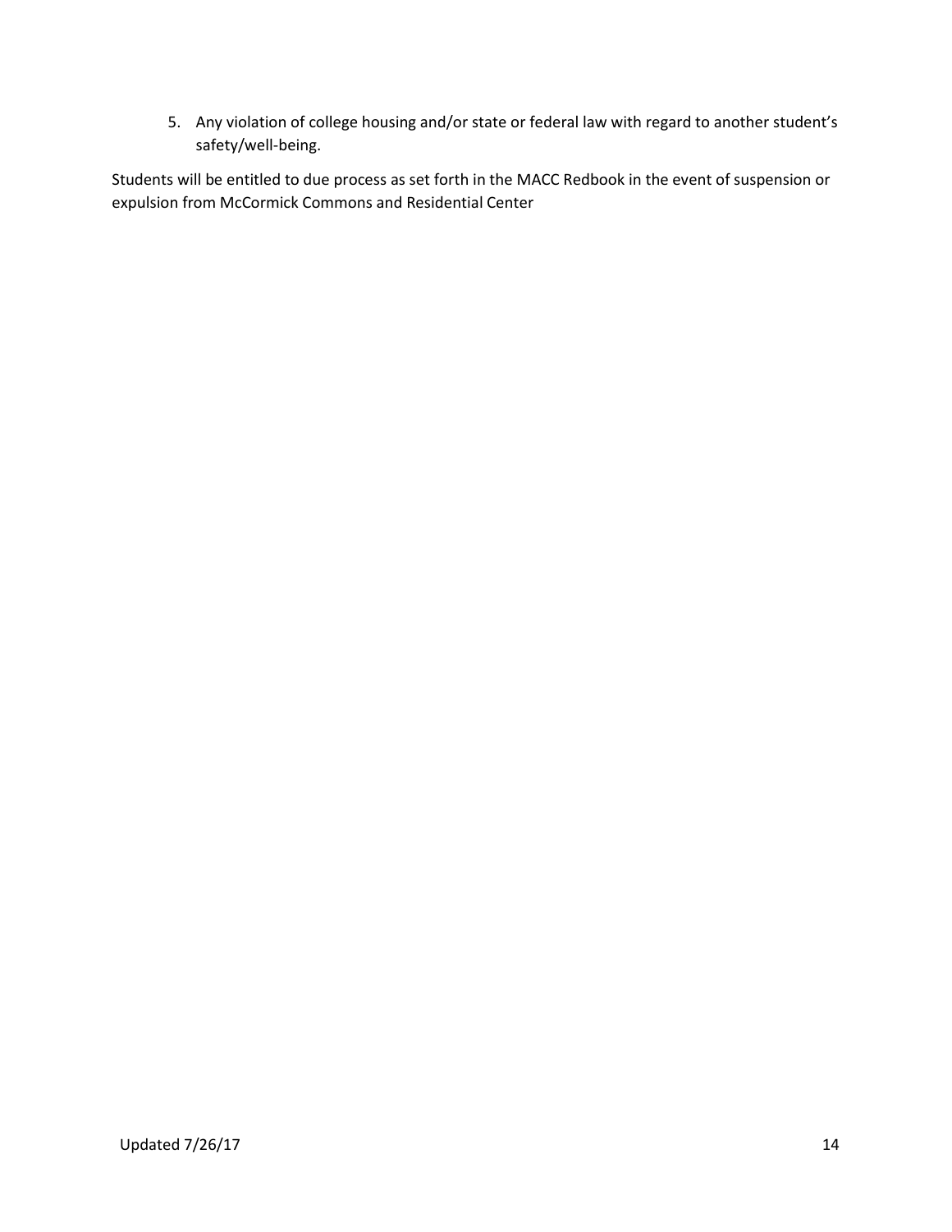5. Any violation of college housing and/or state or federal law with regard to another student's safety/well-being.

Students will be entitled to due process as set forth in the MACC Redbook in the event of suspension or expulsion from McCormick Commons and Residential Center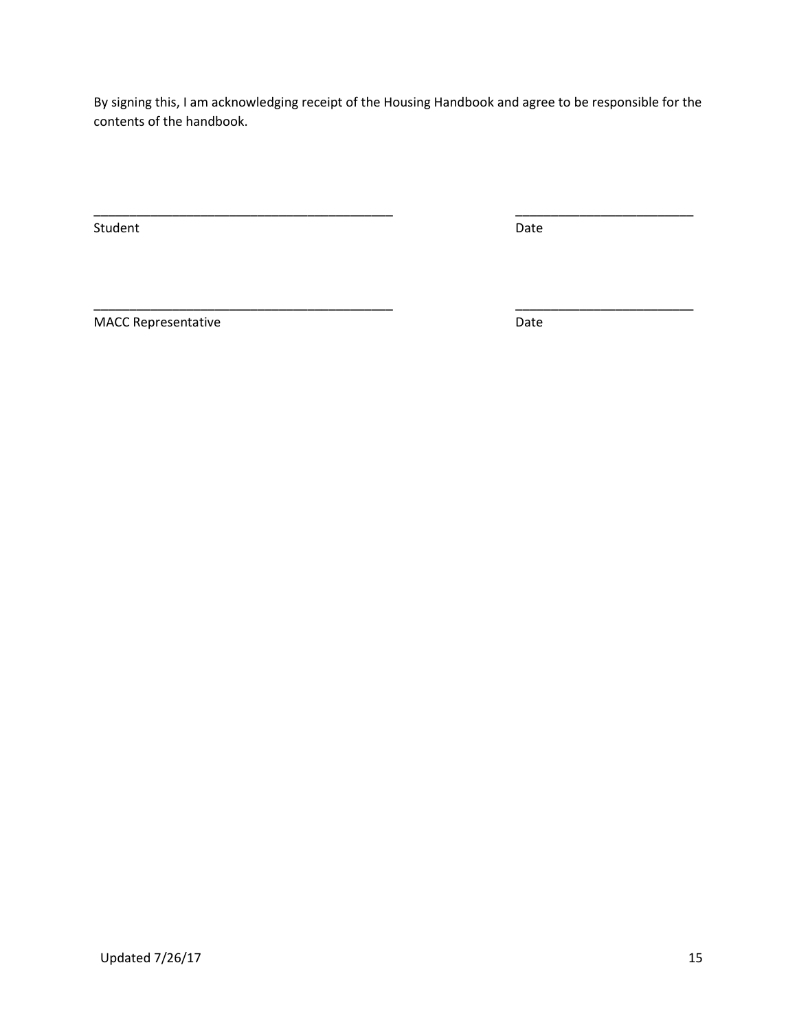By signing this, I am acknowledging receipt of the Housing Handbook and agree to be responsible for the contents of the handbook.

| | |
|---|---|
| ___________________________________________ | _________________________ |
| Student | Date |
| ___________________________________________ | _________________________ |
| MACC Representative | Date |

Updated 7/26/17